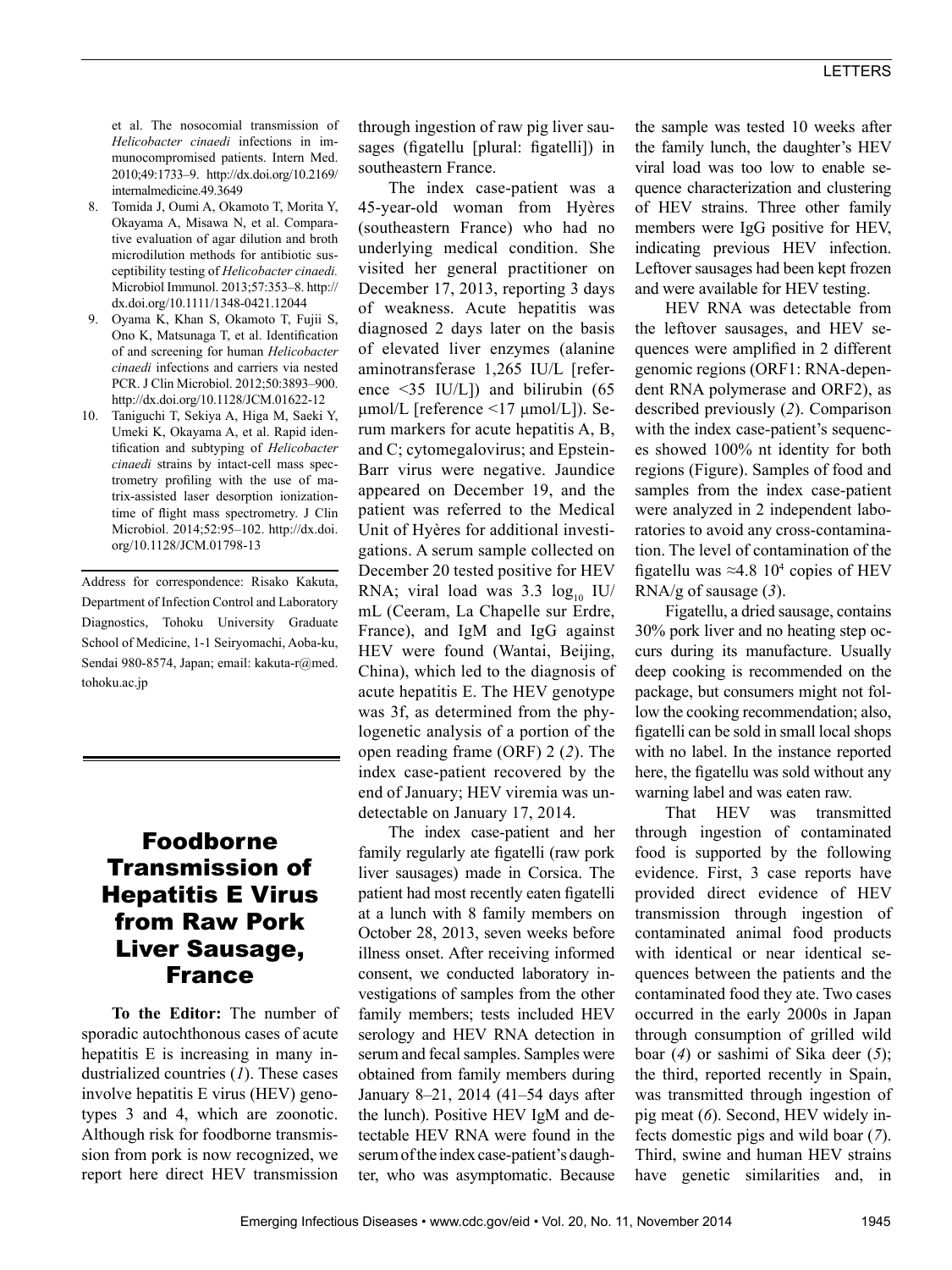et al. The nosocomial transmission of *Helicobacter cinaedi* infections in immunocompromised patients. Intern Med. 2010;49:1733–9. http://dx.doi.org/10.2169/internalmedicine.49.3649

8. Tomida J, Oumi A, Okamoto T, Morita Y, Okayama A, Misawa N, et al. Comparative evaluation of agar dilution and broth microdilution methods for antibiotic susceptibility testing of *Helicobacter cinaedi.* Microbiol Immunol. 2013;57:353–8. http://dx.doi.org/10.1111/1348-0421.12044
9. Oyama K, Khan S, Okamoto T, Fujii S, Ono K, Matsunaga T, et al. Identification of and screening for human *Helicobacter cinaedi* infections and carriers via nested PCR. J Clin Microbiol. 2012;50:3893–900. http://dx.doi.org/10.1128/JCM.01622-12
10. Taniguchi T, Sekiya A, Higa M, Saeki Y, Umeki K, Okayama A, et al. Rapid identification and subtyping of *Helicobacter cinaedi* strains by intact-cell mass spectrometry profiling with the use of matrix-assisted laser desorption ionization-time of flight mass spectrometry. J Clin Microbiol. 2014;52:95–102. http://dx.doi.org/10.1128/JCM.01798-13

Address for correspondence: Risako Kakuta, Department of Infection Control and Laboratory Diagnostics, Tohoku University Graduate School of Medicine, 1-1 Seiryomachi, Aoba-ku, Sendai 980-8574, Japan; email: kakuta-r@med.tohoku.ac.jp

# Foodborne Transmission of Hepatitis E Virus from Raw Pork Liver Sausage, France

**To the Editor:** The number of sporadic autochthonous cases of acute hepatitis E is increasing in many industrialized countries (*1*). These cases involve hepatitis E virus (HEV) genotypes 3 and 4, which are zoonotic. Although risk for foodborne transmission from pork is now recognized, we report here direct HEV transmission through ingestion of raw pig liver sausages (figatellu [plural: figatelli]) in southeastern France.

The index case-patient was a 45-year-old woman from Hyères (southeastern France) who had no underlying medical condition. She visited her general practitioner on December 17, 2013, reporting 3 days of weakness. Acute hepatitis was diagnosed 2 days later on the basis of elevated liver enzymes (alanine aminotransferase 1,265 IU/L [reference <35 IU/L]) and bilirubin (65 μmol/L [reference <17 μmol/L]). Serum markers for acute hepatitis A, B, and C; cytomegalovirus; and Epstein-Barr virus were negative. Jaundice appeared on December 19, and the patient was referred to the Medical Unit of Hyères for additional investigations. A serum sample collected on December 20 tested positive for HEV RNA; viral load was 3.3 $\log_{10}$ IU/mL (Ceeram, La Chapelle sur Erdre, France), and IgM and IgG against HEV were found (Wantai, Beijing, China), which led to the diagnosis of acute hepatitis E. The HEV genotype was 3f, as determined from the phylogenetic analysis of a portion of the open reading frame (ORF) 2 (*2*). The index case-patient recovered by the end of January; HEV viremia was undetectable on January 17, 2014.

The index case-patient and her family regularly ate figatelli (raw pork liver sausages) made in Corsica. The patient had most recently eaten figatelli at a lunch with 8 family members on October 28, 2013, seven weeks before illness onset. After receiving informed consent, we conducted laboratory investigations of samples from the other family members; tests included HEV serology and HEV RNA detection in serum and fecal samples. Samples were obtained from family members during January 8–21, 2014 (41–54 days after the lunch). Positive HEV IgM and detectable HEV RNA were found in the serum of the index case-patient's daughter, who was asymptomatic. Because the sample was tested 10 weeks after the family lunch, the daughter's HEV viral load was too low to enable sequence characterization and clustering of HEV strains. Three other family members were IgG positive for HEV, indicating previous HEV infection. Leftover sausages had been kept frozen and were available for HEV testing.

HEV RNA was detectable from the leftover sausages, and HEV sequences were amplified in 2 different genomic regions (ORF1: RNA-dependent RNA polymerase and ORF2), as described previously (*2*). Comparison with the index case-patient's sequences showed 100% nt identity for both regions (Figure). Samples of food and samples from the index case-patient were analyzed in 2 independent laboratories to avoid any cross-contamination. The level of contamination of the figatellu was ≈4.8 $10^4$ copies of HEV RNA/g of sausage (*3*).

Figatellu, a dried sausage, contains 30% pork liver and no heating step occurs during its manufacture. Usually deep cooking is recommended on the package, but consumers might not follow the cooking recommendation; also, figatelli can be sold in small local shops with no label. In the instance reported here, the figatellu was sold without any warning label and was eaten raw.

That HEV was transmitted through ingestion of contaminated food is supported by the following evidence. First, 3 case reports have provided direct evidence of HEV transmission through ingestion of contaminated animal food products with identical or near identical sequences between the patients and the contaminated food they ate. Two cases occurred in the early 2000s in Japan through consumption of grilled wild boar (*4*) or sashimi of Sika deer (*5*); the third, reported recently in Spain, was transmitted through ingestion of pig meat (*6*). Second, HEV widely infects domestic pigs and wild boar (*7*). Third, swine and human HEV strains have genetic similarities and, in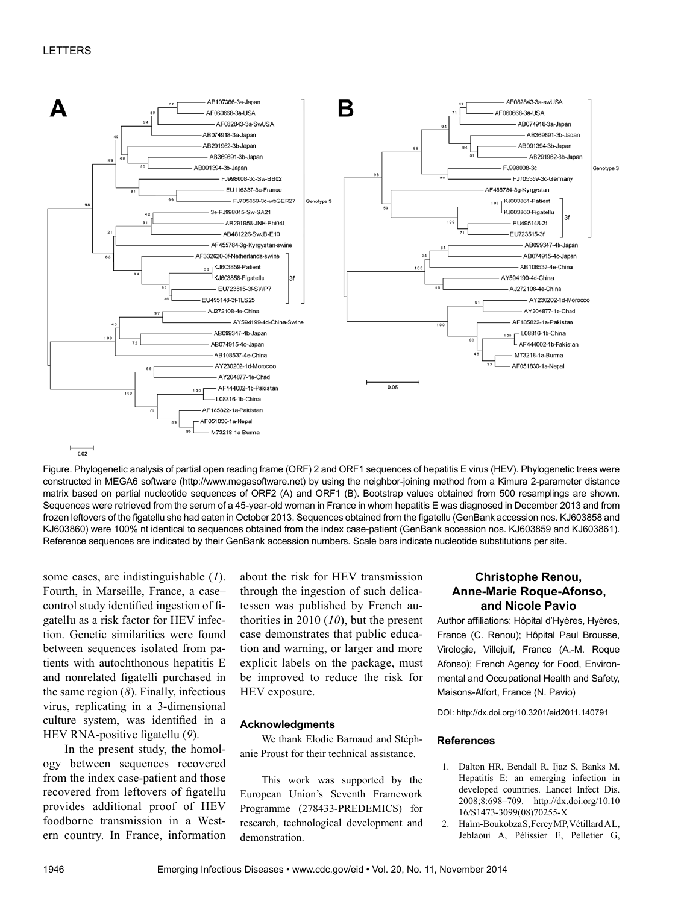Figure. Phylogenetic analysis of partial open reading frame (ORF) 2 and ORF1 sequences of hepatitis E virus (HEV). Phylogenetic trees were constructed in MEGA6 software (http://www.megasoftware.net) by using the neighbor-joining method from a Kimura 2-parameter distance matrix based on partial nucleotide sequences of ORF2 (A) and ORF1 (B). Bootstrap values obtained from 500 resamplings are shown. Sequences were retrieved from the serum of a 45-year-old woman in France in whom hepatitis E was diagnosed in December 2013 and from frozen leftovers of the figatellu she had eaten in October 2013. Sequences obtained from the figatellu (GenBank accession nos. KJ603858 and KJ603860) were 100% nt identical to sequences obtained from the index case-patient (GenBank accession nos. KJ603859 and KJ603861). Reference sequences are indicated by their GenBank accession numbers. Scale bars indicate nucleotide substitutions per site.

some cases, are indistinguishable (*1*). Fourth, in Marseille, France, a case–control study identified ingestion of figatellu as a risk factor for HEV infection. Genetic similarities were found between sequences isolated from patients with autochthonous hepatitis E and nonrelated figatelli purchased in the same region (*8*). Finally, infectious virus, replicating in a 3-dimensional culture system, was identified in a HEV RNA-positive figatellu (*9*).

In the present study, the homology between sequences recovered from the index case-patient and those recovered from leftovers of figatellu provides additional proof of HEV foodborne transmission in a Western country. In France, information about the risk for HEV transmission through the ingestion of such delicatessen was published by French authorities in 2010 (*10*), but the present case demonstrates that public education and warning, or larger and more explicit labels on the package, must be improved to reduce the risk for HEV exposure.

### Acknowledgments

We thank Elodie Barnaud and Stéphanie Proust for their technical assistance.

This work was supported by the European Union's Seventh Framework Programme (278433-PREDEMICS) for research, technological development and demonstration.

**Christophe Renou, Anne-Marie Roque-Afonso, and Nicole Pavio**

Author affiliations: Hôpital d'Hyères, Hyères, France (C. Renou); Hôpital Paul Brousse, Virologie, Villejuif, France (A.-M. Roque Afonso); French Agency for Food, Environmental and Occupational Health and Safety, Maisons-Alfort, France (N. Pavio)

DOI: http://dx.doi.org/10.3201/eid2011.140791

### References

1. Dalton HR, Bendall R, Ijaz S, Banks M. Hepatitis E: an emerging infection in developed countries. Lancet Infect Dis. 2008;8:698–709. http://dx.doi.org/10.1016/S1473-3099(08)70255-X
2. Haïm-Boukobza S, Ferey MP, Vétillard AL, Jeblaoui A, Pélissier E, Pelletier G,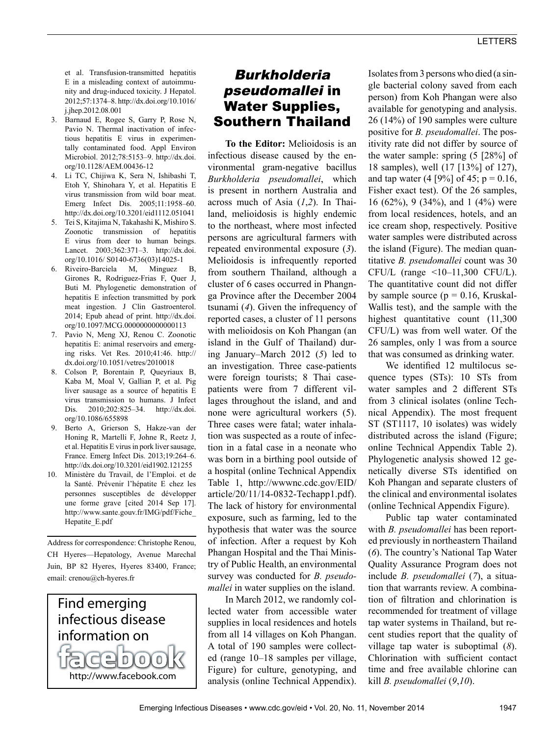et al. Transfusion-transmitted hepatitis E in a misleading context of autoimmunity and drug-induced toxicity. J Hepatol. 2012;57:1374–8. http://dx.doi.org/10.1016/j.jhep.2012.08.001

3. Barnaud E, Rogee S, Garry P, Rose N, Pavio N. Thermal inactivation of infectious hepatitis E virus in experimentally contaminated food. Appl Environ Microbiol. 2012;78:5153–9. http://dx.doi.org/10.1128/AEM.00436-12
4. Li TC, Chijiwa K, Sera N, Ishibashi T, Etoh Y, Shinohara Y, et al. Hepatitis E virus transmission from wild boar meat. Emerg Infect Dis. 2005;11:1958–60. http://dx.doi.org/10.3201/eid1112.051041
5. Tei S, Kitajima N, Takahashi K, Mishiro S. Zoonotic transmission of hepatitis E virus from deer to human beings. Lancet. 2003;362:371–3. http://dx.doi.org/10.1016/ S0140-6736(03)14025-1
6. Riveiro-Barciela M, Minguez B, Girones R, Rodriguez-Frias F, Quer J, Buti M. Phylogenetic demonstration of hepatitis E infection transmitted by pork meat ingestion. J Clin Gastroenterol. 2014; Epub ahead of print. http://dx.doi.org/10.1097/MCG.0000000000000113
7. Pavio N, Meng XJ, Renou C. Zoonotic hepatitis E: animal reservoirs and emerging risks. Vet Res. 2010;41:46. http://dx.doi.org/10.1051/vetres/2010018
8. Colson P, Borentain P, Queyriaux B, Kaba M, Moal V, Gallian P, et al. Pig liver sausage as a source of hepatitis E virus transmission to humans. J Infect Dis. 2010;202:825–34. http://dx.doi.org/10.1086/655898
9. Berto A, Grierson S, Hakze-van der Honing R, Martelli F, Johne R, Reetz J, et al. Hepatitis E virus in pork liver sausage, France. Emerg Infect Dis. 2013;19:264–6. http://dx.doi.org/10.3201/eid1902.121255
10. Ministère du Travail, de l'Emploi. et de la Santé. Prévenir l'hépatite E chez les personnes susceptibles de développer une forme grave [cited 2014 Sep 17]. http://www.sante.gouv.fr/IMG/pdf/Fiche_Hepatite_E.pdf

Address for correspondence: Christophe Renou, CH Hyeres—Hepatology, Avenue Marechal Juin, BP 82 Hyeres, Hyeres 83400, France; email: crenou@ch-hyeres.fr

Find emerging infectious disease information on facebook

http://www.facebook.com

# *Burkholderia pseudomallei* in Water Supplies, Southern Thailand

**To the Editor:** Melioidosis is an infectious disease caused by the environmental gram-negative bacillus *Burkholderia pseudomallei*, which is present in northern Australia and across much of Asia (*1*,*2*). In Thailand, melioidosis is highly endemic to the northeast, where most infected persons are agricultural farmers with repeated environmental exposure (*3*). Melioidosis is infrequently reported from southern Thailand, although a cluster of 6 cases occurred in Phangnga Province after the December 2004 tsunami (*4*). Given the infrequency of reported cases, a cluster of 11 persons with melioidosis on Koh Phangan (an island in the Gulf of Thailand) during January–March 2012 (*5*) led to an investigation. Three case-patients were foreign tourists; 8 Thai case-patients were from 7 different villages throughout the island, and none were agricultural workers (5). Three cases were fatal; water inhalation was suspected as a route of infection in a fatal case in a neonate who was born in a birthing pool outside of a hospital (online Technical Appendix Table 1, http://wwwnc.cdc.gov/EID/article/20/11/14-0832-Techapp1.pdf). The lack of history for environmental exposure, such as farming, led to the hypothesis that water was the source of infection. After a request by Koh Phangan Hospital and the Thai Ministry of Public Health, an environmental survey was conducted for *B. pseudomallei* in water supplies on the island.

In March 2012, we randomly collected water from accessible water supplies in local residences and hotels from all 14 villages on Koh Phangan. A total of 190 samples were collected (range 10–18 samples per village, Figure) for culture, genotyping, and analysis (online Technical Appendix). Isolates from 3 persons who died (a single bacterial colony saved from each person) from Koh Phangan were also available for genotyping and analysis. 26 (14%) of 190 samples were culture positive for *B. pseudomallei*. The positivity rate did not differ by source of the water sample: spring (5 [28%] of 18 samples), well (17 [13%] of 127), and tap water (4 [9%] of 45; $p = 0.16$, Fisher exact test). Of the 26 samples, 16 (62%), 9 (34%), and 1 (4%) were from local residences, hotels, and an ice cream shop, respectively. Positive water samples were distributed across the island (Figure). The median quantitative *B. pseudomallei* count was 30 CFU/L (range <10–11,300 CFU/L). The quantitative count did not differ by sample source ($p = 0.16$, Kruskal-Wallis test), and the sample with the highest quantitative count (11,300 CFU/L) was from well water. Of the 26 samples, only 1 was from a source that was consumed as drinking water.

We identified 12 multilocus sequence types (STs): 10 STs from water samples and 2 different STs from 3 clinical isolates (online Technical Appendix). The most frequent ST (ST1117, 10 isolates) was widely distributed across the island (Figure; online Technical Appendix Table 2). Phylogenetic analysis showed 12 genetically diverse STs identified on Koh Phangan and separate clusters of the clinical and environmental isolates (online Technical Appendix Figure).

Public tap water contaminated with *B. pseudomallei* has been reported previously in northeastern Thailand (*6*). The country's National Tap Water Quality Assurance Program does not include *B. pseudomallei* (*7*), a situation that warrants review. A combination of filtration and chlorination is recommended for treatment of village tap water systems in Thailand, but recent studies report that the quality of village tap water is suboptimal (*8*). Chlorination with sufficient contact time and free available chlorine can kill *B. pseudomallei* (*9*,*10*).